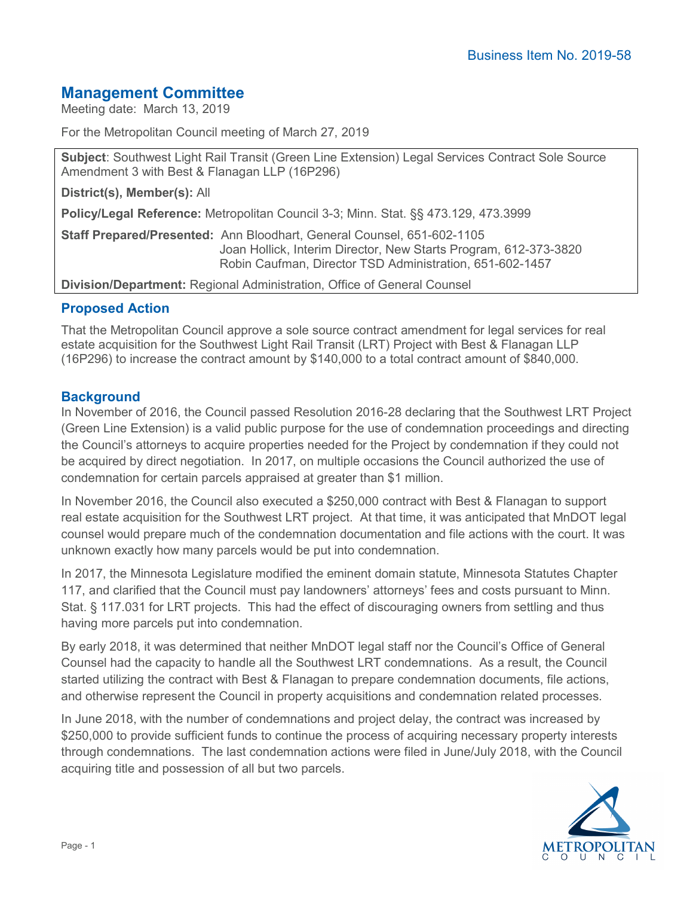Business Item No. 2019-58

## Management Committee

Meeting date: March 13, 2019

For the Metropolitan Council meeting of March 27, 2019

**Subject**: Southwest Light Rail Transit (Green Line Extension) Legal Services Contract Sole Source Amendment 3 with Best & Flanagan LLP (16P296)

**District(s), Member(s):** All

**Policy/Legal Reference:** Metropolitan Council 3-3; Minn. Stat. §§ 473.129, 473.3999

**Staff Prepared/Presented:** Ann Bloodhart, General Counsel, 651-602-1105
Joan Hollick, Interim Director, New Starts Program, 612-373-3820
Robin Caufman, Director TSD Administration, 651-602-1457

**Division/Department:** Regional Administration, Office of General Counsel

### Proposed Action

That the Metropolitan Council approve a sole source contract amendment for legal services for real estate acquisition for the Southwest Light Rail Transit (LRT) Project with Best & Flanagan LLP (16P296) to increase the contract amount by $140,000 to a total contract amount of $840,000.

### Background

In November of 2016, the Council passed Resolution 2016-28 declaring that the Southwest LRT Project (Green Line Extension) is a valid public purpose for the use of condemnation proceedings and directing the Council's attorneys to acquire properties needed for the Project by condemnation if they could not be acquired by direct negotiation. In 2017, on multiple occasions the Council authorized the use of condemnation for certain parcels appraised at greater than $1 million.

In November 2016, the Council also executed a $250,000 contract with Best & Flanagan to support real estate acquisition for the Southwest LRT project. At that time, it was anticipated that MnDOT legal counsel would prepare much of the condemnation documentation and file actions with the court. It was unknown exactly how many parcels would be put into condemnation.

In 2017, the Minnesota Legislature modified the eminent domain statute, Minnesota Statutes Chapter 117, and clarified that the Council must pay landowners' attorneys' fees and costs pursuant to Minn. Stat. § 117.031 for LRT projects. This had the effect of discouraging owners from settling and thus having more parcels put into condemnation.

By early 2018, it was determined that neither MnDOT legal staff nor the Council's Office of General Counsel had the capacity to handle all the Southwest LRT condemnations. As a result, the Council started utilizing the contract with Best & Flanagan to prepare condemnation documents, file actions, and otherwise represent the Council in property acquisitions and condemnation related processes.

In June 2018, with the number of condemnations and project delay, the contract was increased by $250,000 to provide sufficient funds to continue the process of acquiring necessary property interests through condemnations. The last condemnation actions were filed in June/July 2018, with the Council acquiring title and possession of all but two parcels.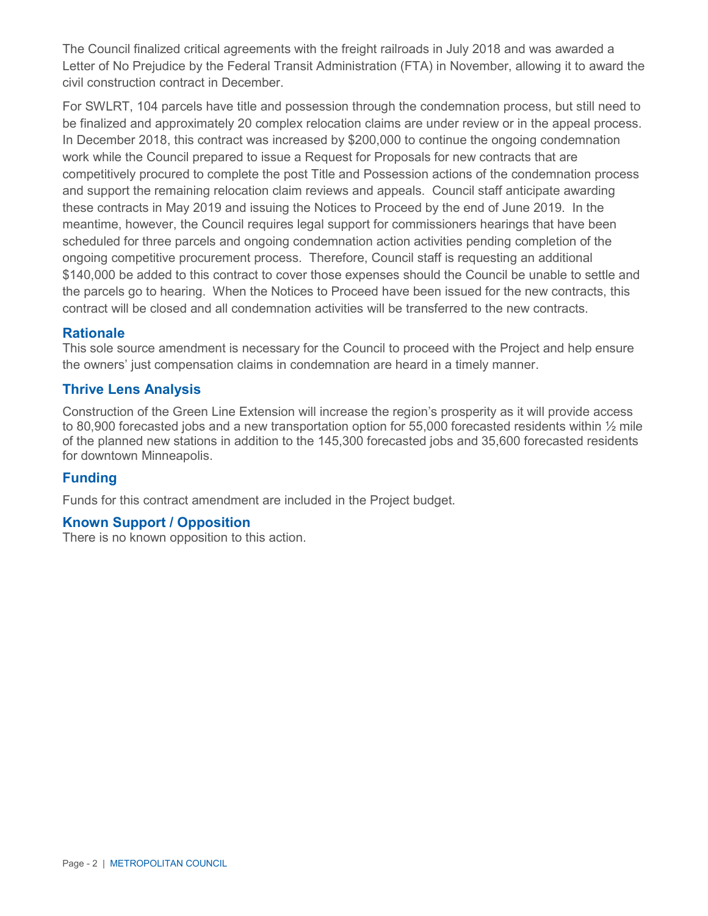The Council finalized critical agreements with the freight railroads in July 2018 and was awarded a Letter of No Prejudice by the Federal Transit Administration (FTA) in November, allowing it to award the civil construction contract in December.

For SWLRT, 104 parcels have title and possession through the condemnation process, but still need to be finalized and approximately 20 complex relocation claims are under review or in the appeal process. In December 2018, this contract was increased by $200,000 to continue the ongoing condemnation work while the Council prepared to issue a Request for Proposals for new contracts that are competitively procured to complete the post Title and Possession actions of the condemnation process and support the remaining relocation claim reviews and appeals. Council staff anticipate awarding these contracts in May 2019 and issuing the Notices to Proceed by the end of June 2019. In the meantime, however, the Council requires legal support for commissioners hearings that have been scheduled for three parcels and ongoing condemnation action activities pending completion of the ongoing competitive procurement process. Therefore, Council staff is requesting an additional $140,000 be added to this contract to cover those expenses should the Council be unable to settle and the parcels go to hearing. When the Notices to Proceed have been issued for the new contracts, this contract will be closed and all condemnation activities will be transferred to the new contracts.

## Rationale

This sole source amendment is necessary for the Council to proceed with the Project and help ensure the owners' just compensation claims in condemnation are heard in a timely manner.

## Thrive Lens Analysis

Construction of the Green Line Extension will increase the region's prosperity as it will provide access to 80,900 forecasted jobs and a new transportation option for 55,000 forecasted residents within ½ mile of the planned new stations in addition to the 145,300 forecasted jobs and 35,600 forecasted residents for downtown Minneapolis.

## Funding

Funds for this contract amendment are included in the Project budget.

## Known Support / Opposition

There is no known opposition to this action.